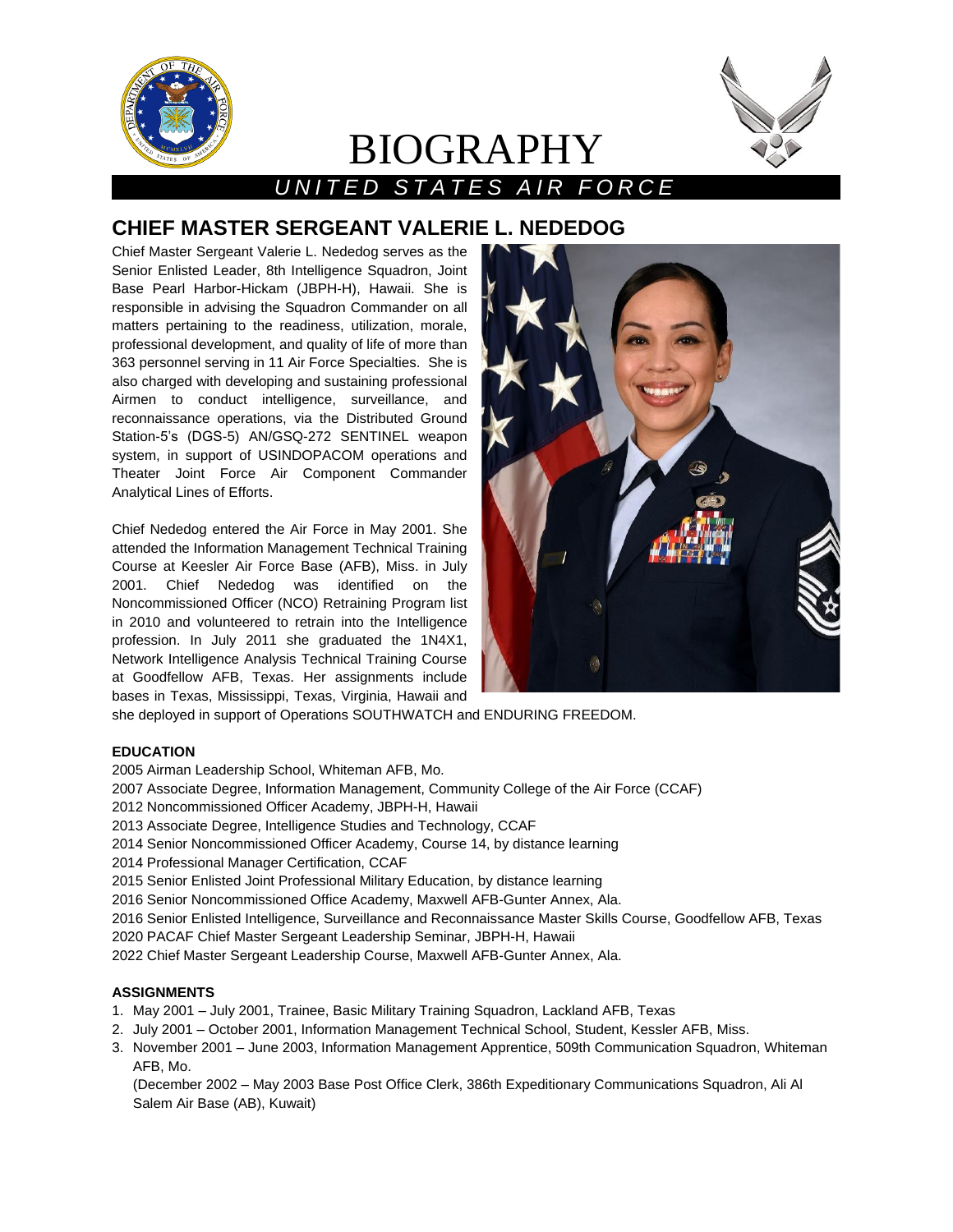# BIOGRAPHY

*UNITED STATES AIR FORCE*

## CHIEF MASTER SERGEANT VALERIE L. NEDEDOG

Chief Master Sergeant Valerie L. Nededog serves as the Senior Enlisted Leader, 8th Intelligence Squadron, Joint Base Pearl Harbor-Hickam (JBPH-H), Hawaii. She is responsible in advising the Squadron Commander on all matters pertaining to the readiness, utilization, morale, professional development, and quality of life of more than 363 personnel serving in 11 Air Force Specialties. She is also charged with developing and sustaining professional Airmen to conduct intelligence, surveillance, and reconnaissance operations, via the Distributed Ground Station-5's (DGS-5) AN/GSQ-272 SENTINEL weapon system, in support of USINDOPACOM operations and Theater Joint Force Air Component Commander Analytical Lines of Efforts.

Chief Nededog entered the Air Force in May 2001. She attended the Information Management Technical Training Course at Keesler Air Force Base (AFB), Miss. in July 2001. Chief Nededog was identified on the Noncommissioned Officer (NCO) Retraining Program list in 2010 and volunteered to retrain into the Intelligence profession. In July 2011 she graduated the 1N4X1, Network Intelligence Analysis Technical Training Course at Goodfellow AFB, Texas. Her assignments include bases in Texas, Mississippi, Texas, Virginia, Hawaii and she deployed in support of Operations SOUTHWATCH and ENDURING FREEDOM.

**EDUCATION**

2005 Airman Leadership School, Whiteman AFB, Mo.
2007 Associate Degree, Information Management, Community College of the Air Force (CCAF)
2012 Noncommissioned Officer Academy, JBPH-H, Hawaii
2013 Associate Degree, Intelligence Studies and Technology, CCAF
2014 Senior Noncommissioned Officer Academy, Course 14, by distance learning
2014 Professional Manager Certification, CCAF
2015 Senior Enlisted Joint Professional Military Education, by distance learning
2016 Senior Noncommissioned Office Academy, Maxwell AFB-Gunter Annex, Ala.
2016 Senior Enlisted Intelligence, Surveillance and Reconnaissance Master Skills Course, Goodfellow AFB, Texas
2020 PACAF Chief Master Sergeant Leadership Seminar, JBPH-H, Hawaii
2022 Chief Master Sergeant Leadership Course, Maxwell AFB-Gunter Annex, Ala.

**ASSIGNMENTS**

1. May 2001 – July 2001, Trainee, Basic Military Training Squadron, Lackland AFB, Texas
2. July 2001 – October 2001, Information Management Technical School, Student, Kessler AFB, Miss.
3. November 2001 – June 2003, Information Management Apprentice, 509th Communication Squadron, Whiteman AFB, Mo.
   (December 2002 – May 2003 Base Post Office Clerk, 386th Expeditionary Communications Squadron, Ali Al Salem Air Base (AB), Kuwait)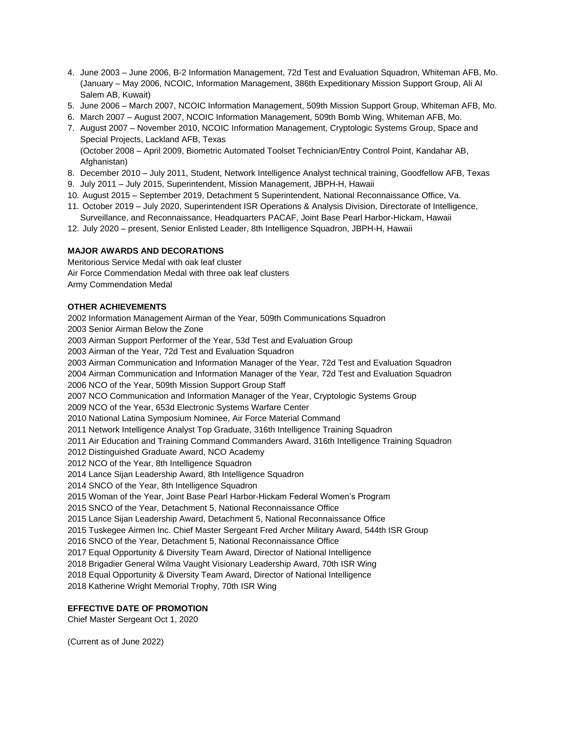4. June 2003 – June 2006, B-2 Information Management, 72d Test and Evaluation Squadron, Whiteman AFB, Mo. (January – May 2006, NCOIC, Information Management, 386th Expeditionary Mission Support Group, Ali Al Salem AB, Kuwait)
5. June 2006 – March 2007, NCOIC Information Management, 509th Mission Support Group, Whiteman AFB, Mo.
6. March 2007 – August 2007, NCOIC Information Management, 509th Bomb Wing, Whiteman AFB, Mo.
7. August 2007 – November 2010, NCOIC Information Management, Cryptologic Systems Group, Space and Special Projects, Lackland AFB, Texas
   (October 2008 – April 2009, Biometric Automated Toolset Technician/Entry Control Point, Kandahar AB, Afghanistan)
8. December 2010 – July 2011, Student, Network Intelligence Analyst technical training, Goodfellow AFB, Texas
9. July 2011 – July 2015, Superintendent, Mission Management, JBPH-H, Hawaii
10. August 2015 – September 2019, Detachment 5 Superintendent, National Reconnaissance Office, Va.
11. October 2019 – July 2020, Superintendent ISR Operations & Analysis Division, Directorate of Intelligence, Surveillance, and Reconnaissance, Headquarters PACAF, Joint Base Pearl Harbor-Hickam, Hawaii
12. July 2020 – present, Senior Enlisted Leader, 8th Intelligence Squadron, JBPH-H, Hawaii

**MAJOR AWARDS AND DECORATIONS**

Meritorious Service Medal with oak leaf cluster
Air Force Commendation Medal with three oak leaf clusters
Army Commendation Medal

**OTHER ACHIEVEMENTS**

2002 Information Management Airman of the Year, 509th Communications Squadron
2003 Senior Airman Below the Zone
2003 Airman Support Performer of the Year, 53d Test and Evaluation Group
2003 Airman of the Year, 72d Test and Evaluation Squadron
2003 Airman Communication and Information Manager of the Year, 72d Test and Evaluation Squadron
2004 Airman Communication and Information Manager of the Year, 72d Test and Evaluation Squadron
2006 NCO of the Year, 509th Mission Support Group Staff
2007 NCO Communication and Information Manager of the Year, Cryptologic Systems Group
2009 NCO of the Year, 653d Electronic Systems Warfare Center
2010 National Latina Symposium Nominee, Air Force Material Command
2011 Network Intelligence Analyst Top Graduate, 316th Intelligence Training Squadron
2011 Air Education and Training Command Commanders Award, 316th Intelligence Training Squadron
2012 Distinguished Graduate Award, NCO Academy
2012 NCO of the Year, 8th Intelligence Squadron
2014 Lance Sijan Leadership Award, 8th Intelligence Squadron
2014 SNCO of the Year, 8th Intelligence Squadron
2015 Woman of the Year, Joint Base Pearl Harbor-Hickam Federal Women's Program
2015 SNCO of the Year, Detachment 5, National Reconnaissance Office
2015 Lance Sijan Leadership Award, Detachment 5, National Reconnaissance Office
2015 Tuskegee Airmen Inc. Chief Master Sergeant Fred Archer Military Award, 544th ISR Group
2016 SNCO of the Year, Detachment 5, National Reconnaissance Office
2017 Equal Opportunity & Diversity Team Award, Director of National Intelligence
2018 Brigadier General Wilma Vaught Visionary Leadership Award, 70th ISR Wing
2018 Equal Opportunity & Diversity Team Award, Director of National Intelligence
2018 Katherine Wright Memorial Trophy, 70th ISR Wing

**EFFECTIVE DATE OF PROMOTION**

Chief Master Sergeant Oct 1, 2020

(Current as of June 2022)